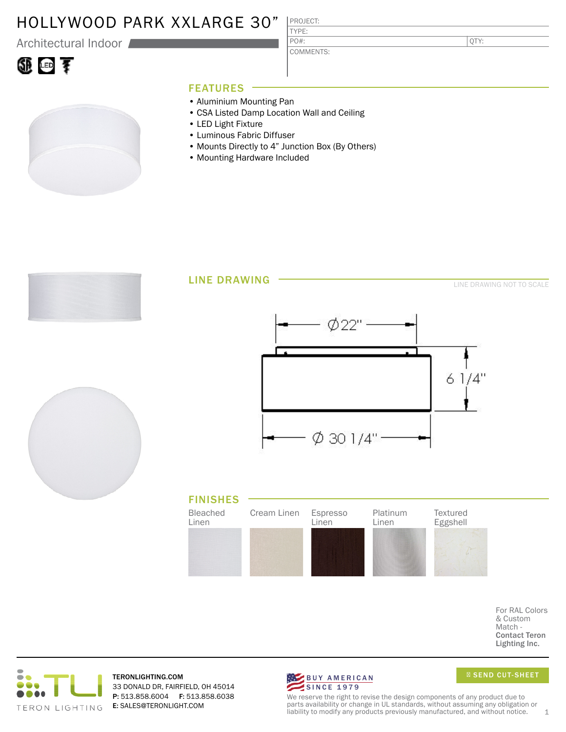# HOLLYWOOD PARK XXLARGE 30"

Architectural Indoor

| PROJECT: | |
|---|---|
| TYPE: | |
| PO#: | QTY: |
| COMMENTS: | |

## FEATURES

- Aluminium Mounting Pan
- CSA Listed Damp Location Wall and Ceiling
- LED Light Fixture
- Luminous Fabric Diffuser
- Mounts Directly to 4" Junction Box (By Others)
- Mounting Hardware Included

## LINE DRAWING

LINE DRAWING NOT TO SCALE

Ø22"

6 1/4"

Ø 30 1/4"

## FINISHES

- Bleached Linen
- Cream Linen
- Espresso Linen
- Platinum Linen
- Textured Eggshell

For RAL Colors & Custom Match - **Contact Teron Lighting Inc.**

TERON LIGHTING

**TERONLIGHTING.COM**
33 DONALD DR, FAIRFIELD, OH 45014
**P:** 513.858.6004 **F:** 513.858.6038
**E:** SALES@TERONLIGHT.COM

BUY AMERICAN SINCE 1979

SEND CUT-SHEET

We reserve the right to revise the design components of any product due to parts availability or change in UL standards, without assuming any obligation or liability to modify any products previously manufactured, and without notice.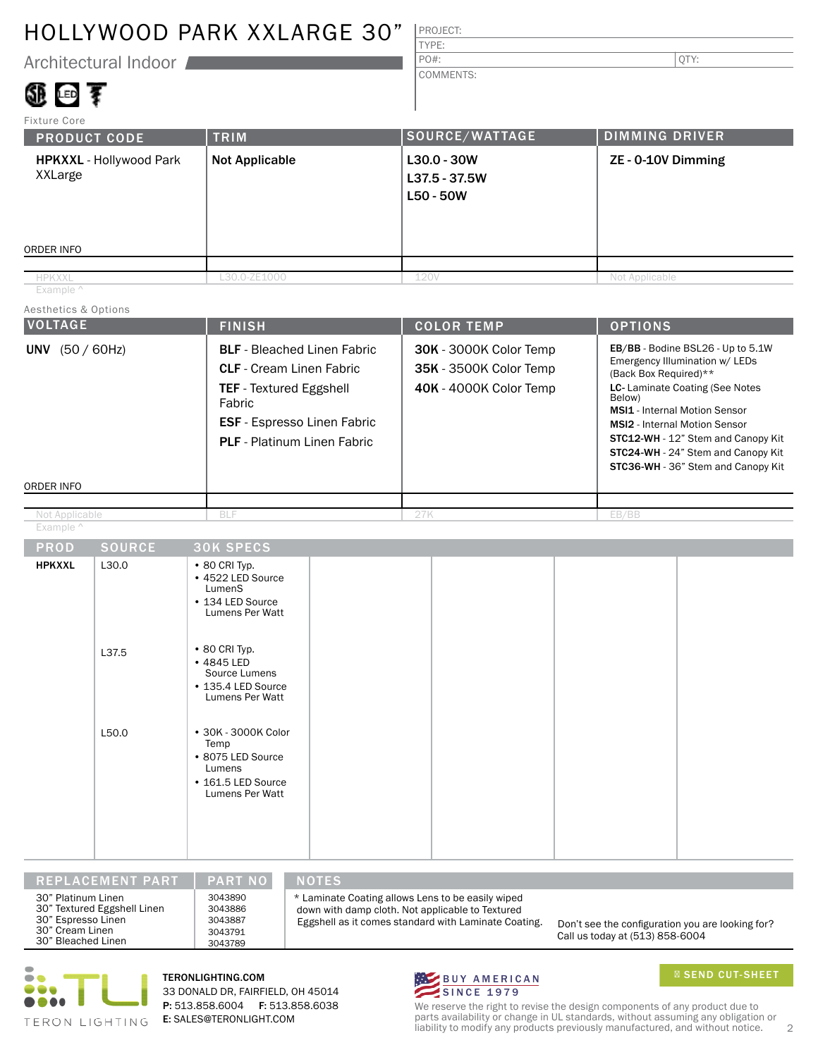# HOLLYWOOD PARK XXLARGE 30"

Architectural Indoor

| PROJECT: | |
|---|---|
| TYPE: | |
| PO#: | QTY: |
| COMMENTS: | |

Fixture Core

| PRODUCT CODE | TRIM | SOURCE/WATTAGE | DIMMING DRIVER |
|---|---|---|---|
| **HPKXXL** - Hollywood Park XXLarge | **Not Applicable** | **L30.0 - 30W**<br>**L37.5 - 37.5W**<br>**L50 - 50W** | **ZE - 0-10V Dimming** |
| ORDER INFO | | | |
| HPKXXL | L30.0-ZE1000 | 120V | Not Applicable |

Example ^

Aesthetics & Options

| VOLTAGE | FINISH | COLOR TEMP | OPTIONS |
|---|---|---|---|
| **UNV** (50 / 60Hz) | **BLF** - Bleached Linen Fabric<br>**CLF** - Cream Linen Fabric<br>**TEF** - Textured Eggshell Fabric<br>**ESF** - Espresso Linen Fabric<br>**PLF** - Platinum Linen Fabric | **30K** - 3000K Color Temp<br>**35K** - 3500K Color Temp<br>**40K** - 4000K Color Temp | **EB/BB** - Bodine BSL26 - Up to 5.1W Emergency Illumination w/ LEDs (Back Box Required)**<br>**LC-** Laminate Coating (See Notes Below)<br>**MSI1** - Internal Motion Sensor<br>**MSI2** - Internal Motion Sensor<br>**STC12-WH** - 12" Stem and Canopy Kit<br>**STC24-WH** - 24" Stem and Canopy Kit<br>**STC36-WH** - 36" Stem and Canopy Kit |
| ORDER INFO | | | |
| Not Applicable | BLF | 27K | EB/BB |

Example ^

| PROD | SOURCE | 30K SPECS |
|---|---|---|
| **HPKXXL** | L30.0 | • 80 CRI Typ.<br>• 4522 LED Source LumenS<br>• 134 LED Source Lumens Per Watt |
| | L37.5 | • 80 CRI Typ.<br>• 4845 LED Source Lumens<br>• 135.4 LED Source Lumens Per Watt |
| | L50.0 | • 30K - 3000K Color Temp<br>• 8075 LED Source Lumens<br>• 161.5 LED Source Lumens Per Watt |

| REPLACEMENT PART | PART NO |
|---|---|
| 30" Platinum Linen | 3043890 |
| 30" Textured Eggshell Linen | 3043886 |
| 30" Espresso Linen | 3043887 |
| 30" Cream Linen | 3043791 |
| 30" Bleached Linen | 3043789 |

**NOTES**

* Laminate Coating allows Lens to be easily wiped down with damp cloth. Not applicable to Textured Eggshell as it comes standard with Laminate Coating.

Don't see the configuration you are looking for? Call us today at (513) 858-6004

TERON LIGHTING

**TERONLIGHTING.COM**
33 DONALD DR, FAIRFIELD, OH 45014
**P:** 513.858.6004 **F:** 513.858.6038
**E:** SALES@TERONLIGHT.COM

BUY AMERICAN SINCE 1979

SEND CUT-SHEET

We reserve the right to revise the design components of any product due to parts availability or change in UL standards, without assuming any obligation or liability to modify any products previously manufactured, and without notice.